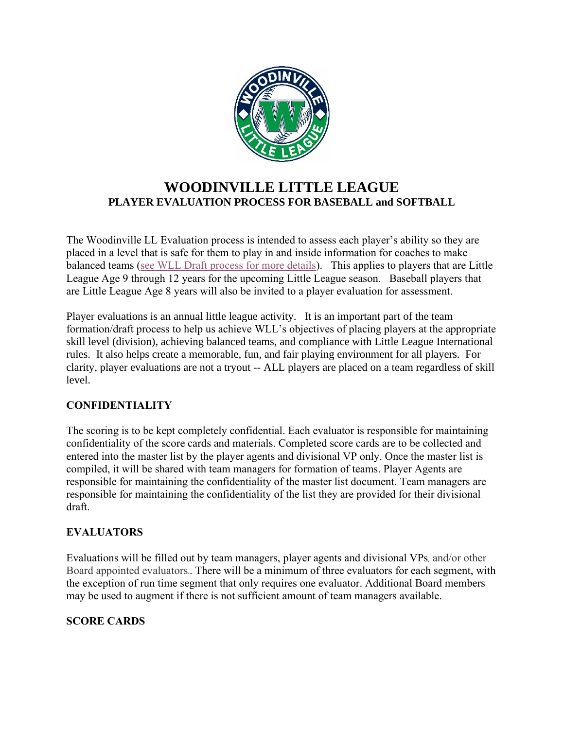# WOODINVILLE LITTLE LEAGUE

## PLAYER EVALUATION PROCESS FOR BASEBALL and SOFTBALL

The Woodinville LL Evaluation process is intended to assess each player's ability so they are placed in a level that is safe for them to play in and inside information for coaches to make balanced teams (see WLL Draft process for more details). This applies to players that are Little League Age 9 through 12 years for the upcoming Little League season. Baseball players that are Little League Age 8 years will also be invited to a player evaluation for assessment.

Player evaluations is an annual little league activity. It is an important part of the team formation/draft process to help us achieve WLL's objectives of placing players at the appropriate skill level (division), achieving balanced teams, and compliance with Little League International rules. It also helps create a memorable, fun, and fair playing environment for all players. For clarity, player evaluations are not a tryout -- ALL players are placed on a team regardless of skill level.

### CONFIDENTIALITY

The scoring is to be kept completely confidential. Each evaluator is responsible for maintaining confidentiality of the score cards and materials. Completed score cards are to be collected and entered into the master list by the player agents and divisional VP only. Once the master list is compiled, it will be shared with team managers for formation of teams. Player Agents are responsible for maintaining the confidentiality of the master list document. Team managers are responsible for maintaining the confidentiality of the list they are provided for their divisional draft.

### EVALUATORS

Evaluations will be filled out by team managers, player agents and divisional VPs, and/or other Board appointed evaluators.. There will be a minimum of three evaluators for each segment, with the exception of run time segment that only requires one evaluator. Additional Board members may be used to augment if there is not sufficient amount of team managers available.

### SCORE CARDS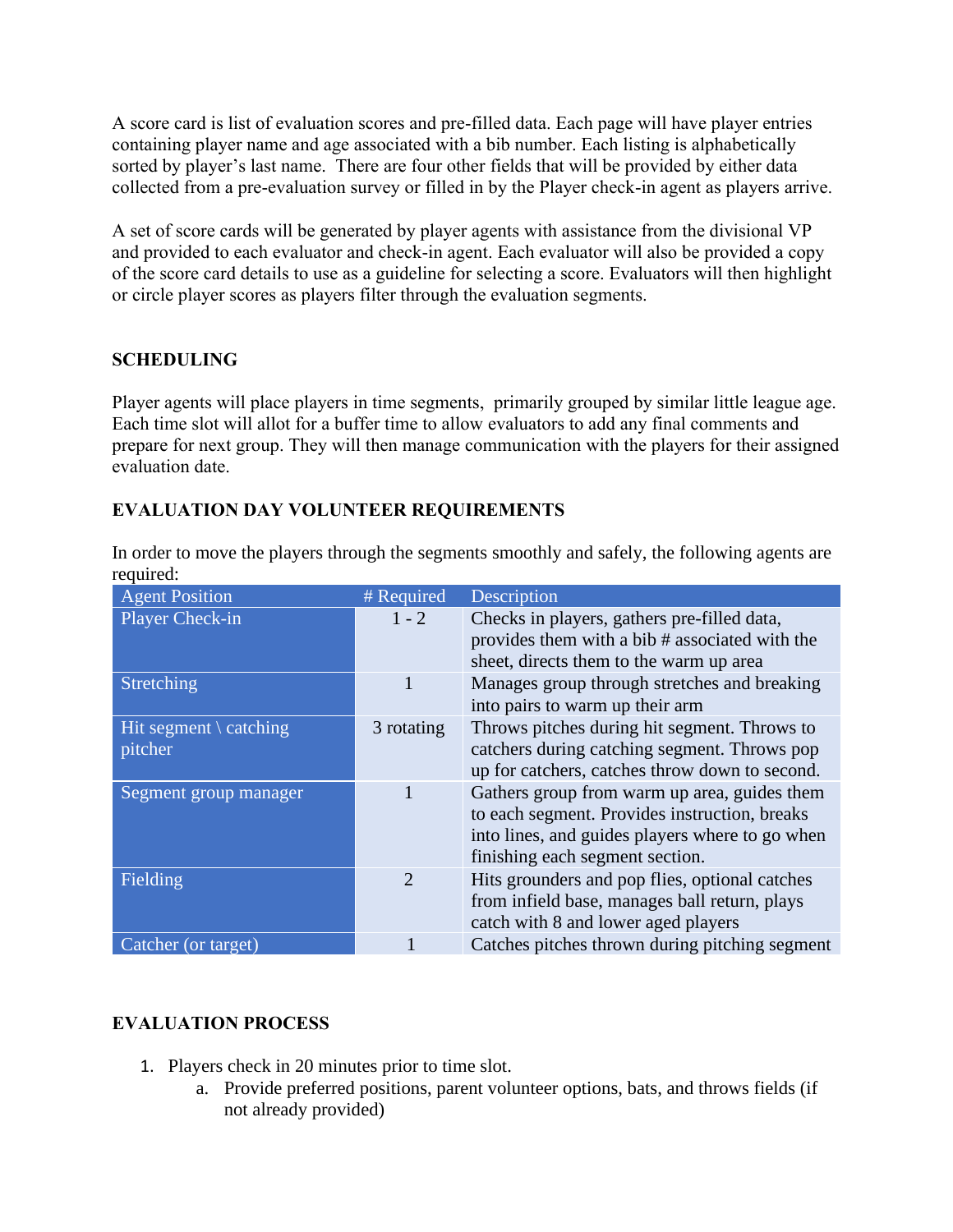A score card is list of evaluation scores and pre-filled data. Each page will have player entries containing player name and age associated with a bib number. Each listing is alphabetically sorted by player's last name. There are four other fields that will be provided by either data collected from a pre-evaluation survey or filled in by the Player check-in agent as players arrive.

A set of score cards will be generated by player agents with assistance from the divisional VP and provided to each evaluator and check-in agent. Each evaluator will also be provided a copy of the score card details to use as a guideline for selecting a score. Evaluators will then highlight or circle player scores as players filter through the evaluation segments.

**SCHEDULING**

Player agents will place players in time segments, primarily grouped by similar little league age. Each time slot will allot for a buffer time to allow evaluators to add any final comments and prepare for next group. They will then manage communication with the players for their assigned evaluation date.

**EVALUATION DAY VOLUNTEER REQUIREMENTS**

In order to move the players through the segments smoothly and safely, the following agents are required:

| Agent Position | # Required | Description |
|---|---|---|
| Player Check-in | 1 - 2 | Checks in players, gathers pre-filled data, provides them with a bib # associated with the sheet, directs them to the warm up area |
| Stretching | 1 | Manages group through stretches and breaking into pairs to warm up their arm |
| Hit segment \ catching pitcher | 3 rotating | Throws pitches during hit segment. Throws to catchers during catching segment. Throws pop up for catchers, catches throw down to second. |
| Segment group manager | 1 | Gathers group from warm up area, guides them to each segment. Provides instruction, breaks into lines, and guides players where to go when finishing each segment section. |
| Fielding | 2 | Hits grounders and pop flies, optional catches from infield base, manages ball return, plays catch with 8 and lower aged players |
| Catcher (or target) | 1 | Catches pitches thrown during pitching segment |

**EVALUATION PROCESS**

1. Players check in 20 minutes prior to time slot.
   a. Provide preferred positions, parent volunteer options, bats, and throws fields (if not already provided)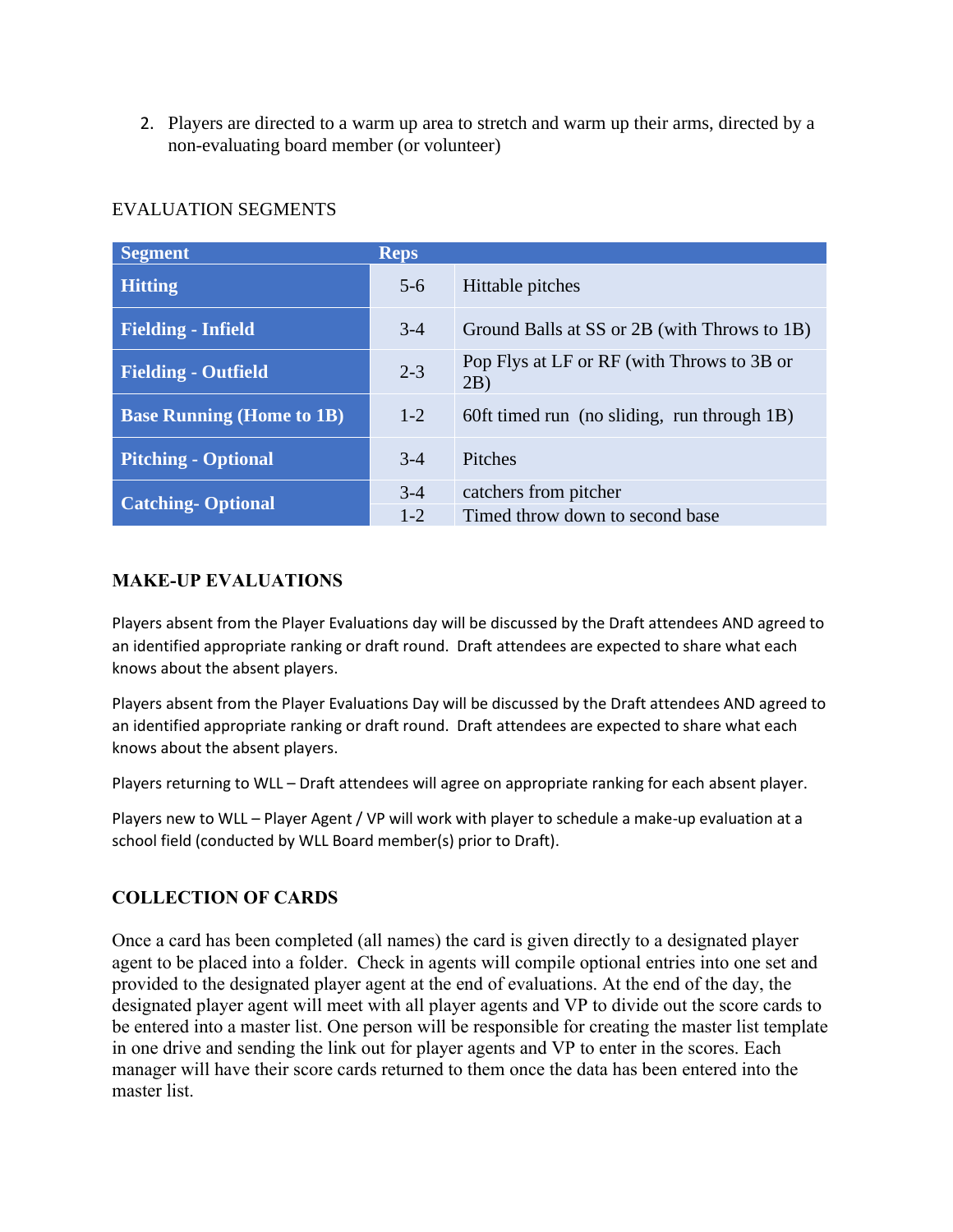2. Players are directed to a warm up area to stretch and warm up their arms, directed by a non-evaluating board member (or volunteer)

EVALUATION SEGMENTS

| Segment | Reps | |
|---|---|---|
| **Hitting** | 5-6 | Hittable pitches |
| **Fielding - Infield** | 3-4 | Ground Balls at SS or 2B (with Throws to 1B) |
| **Fielding - Outfield** | 2-3 | Pop Flys at LF or RF (with Throws to 3B or 2B) |
| **Base Running (Home to 1B)** | 1-2 | 60ft timed run (no sliding, run through 1B) |
| **Pitching - Optional** | 3-4 | Pitches |
| **Catching- Optional** | 3-4 | catchers from pitcher |
| | 1-2 | Timed throw down to second base |

### MAKE-UP EVALUATIONS

Players absent from the Player Evaluations day will be discussed by the Draft attendees AND agreed to an identified appropriate ranking or draft round. Draft attendees are expected to share what each knows about the absent players.

Players absent from the Player Evaluations Day will be discussed by the Draft attendees AND agreed to an identified appropriate ranking or draft round. Draft attendees are expected to share what each knows about the absent players.

Players returning to WLL – Draft attendees will agree on appropriate ranking for each absent player.

Players new to WLL – Player Agent / VP will work with player to schedule a make-up evaluation at a school field (conducted by WLL Board member(s) prior to Draft).

### COLLECTION OF CARDS

Once a card has been completed (all names) the card is given directly to a designated player agent to be placed into a folder. Check in agents will compile optional entries into one set and provided to the designated player agent at the end of evaluations. At the end of the day, the designated player agent will meet with all player agents and VP to divide out the score cards to be entered into a master list. One person will be responsible for creating the master list template in one drive and sending the link out for player agents and VP to enter in the scores. Each manager will have their score cards returned to them once the data has been entered into the master list.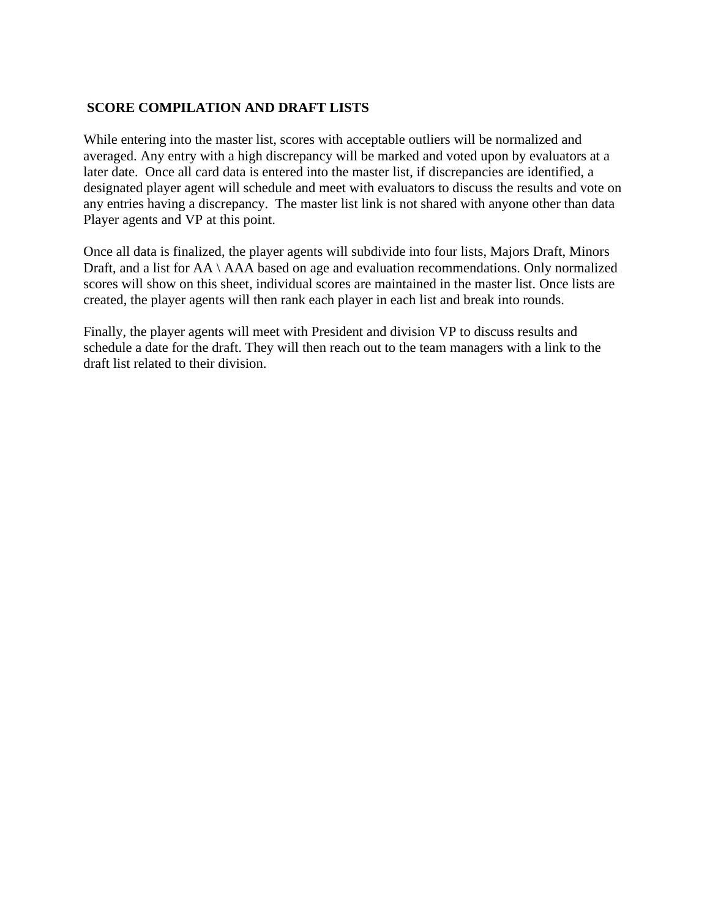## SCORE COMPILATION AND DRAFT LISTS

While entering into the master list, scores with acceptable outliers will be normalized and averaged. Any entry with a high discrepancy will be marked and voted upon by evaluators at a later date. Once all card data is entered into the master list, if discrepancies are identified, a designated player agent will schedule and meet with evaluators to discuss the results and vote on any entries having a discrepancy. The master list link is not shared with anyone other than data Player agents and VP at this point.

Once all data is finalized, the player agents will subdivide into four lists, Majors Draft, Minors Draft, and a list for AA \ AAA based on age and evaluation recommendations. Only normalized scores will show on this sheet, individual scores are maintained in the master list. Once lists are created, the player agents will then rank each player in each list and break into rounds.

Finally, the player agents will meet with President and division VP to discuss results and schedule a date for the draft. They will then reach out to the team managers with a link to the draft list related to their division.